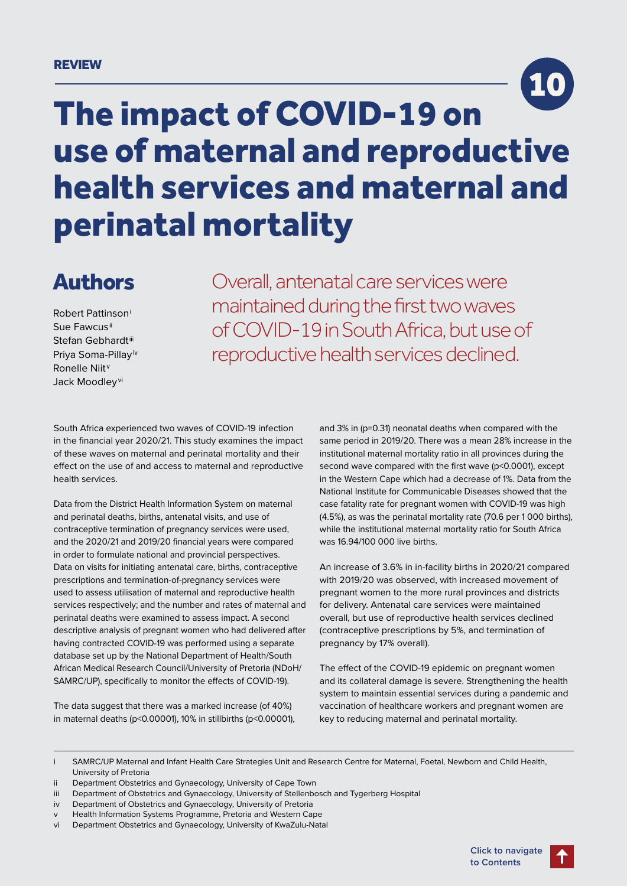REVIEW

10

# The impact of COVID-19 on use of maternal and reproductive health services and maternal and perinatal mortality

## Authors

Robert Pattinson[i]
Sue Fawcus[ii]
Stefan Gebhardt[iii]
Priya Soma-Pillay[iv]
Ronelle Niit[v]
Jack Moodley[vi]

Overall, antenatal care services were maintained during the first two waves of COVID-19 in South Africa, but use of reproductive health services declined.

South Africa experienced two waves of COVID-19 infection in the financial year 2020/21. This study examines the impact of these waves on maternal and perinatal mortality and their effect on the use of and access to maternal and reproductive health services.

Data from the District Health Information System on maternal and perinatal deaths, births, antenatal visits, and use of contraceptive termination of pregnancy services were used, and the 2020/21 and 2019/20 financial years were compared in order to formulate national and provincial perspectives. Data on visits for initiating antenatal care, births, contraceptive prescriptions and termination-of-pregnancy services were used to assess utilisation of maternal and reproductive health services respectively; and the number and rates of maternal and perinatal deaths were examined to assess impact. A second descriptive analysis of pregnant women who had delivered after having contracted COVID-19 was performed using a separate database set up by the National Department of Health/South African Medical Research Council/University of Pretoria (NDoH/SAMRC/UP), specifically to monitor the effects of COVID-19.

The data suggest that there was a marked increase (of 40%) in maternal deaths ($p<0.00001$), 10% in stillbirths ($p<0.00001$), and 3% in ($p=0.31$) neonatal deaths when compared with the same period in 2019/20. There was a mean 28% increase in the institutional maternal mortality ratio in all provinces during the second wave compared with the first wave ($p<0.0001$), except in the Western Cape which had a decrease of 1%. Data from the National Institute for Communicable Diseases showed that the case fatality rate for pregnant women with COVID-19 was high (4.5%), as was the perinatal mortality rate (70.6 per 1 000 births), while the institutional maternal mortality ratio for South Africa was 16.94/100 000 live births.

An increase of 3.6% in in-facility births in 2020/21 compared with 2019/20 was observed, with increased movement of pregnant women to the more rural provinces and districts for delivery. Antenatal care services were maintained overall, but use of reproductive health services declined (contraceptive prescriptions by 5%, and termination of pregnancy by 17% overall).

The effect of the COVID-19 epidemic on pregnant women and its collateral damage is severe. Strengthening the health system to maintain essential services during a pandemic and vaccination of healthcare workers and pregnant women are key to reducing maternal and perinatal mortality.

---

i SAMRC/UP Maternal and Infant Health Care Strategies Unit and Research Centre for Maternal, Foetal, Newborn and Child Health, University of Pretoria
ii Department Obstetrics and Gynaecology, University of Cape Town
iii Department of Obstetrics and Gynaecology, University of Stellenbosch and Tygerberg Hospital
iv Department of Obstetrics and Gynaecology, University of Pretoria
v Health Information Systems Programme, Pretoria and Western Cape
vi Department Obstetrics and Gynaecology, University of KwaZulu-Natal

Click to navigate to Contents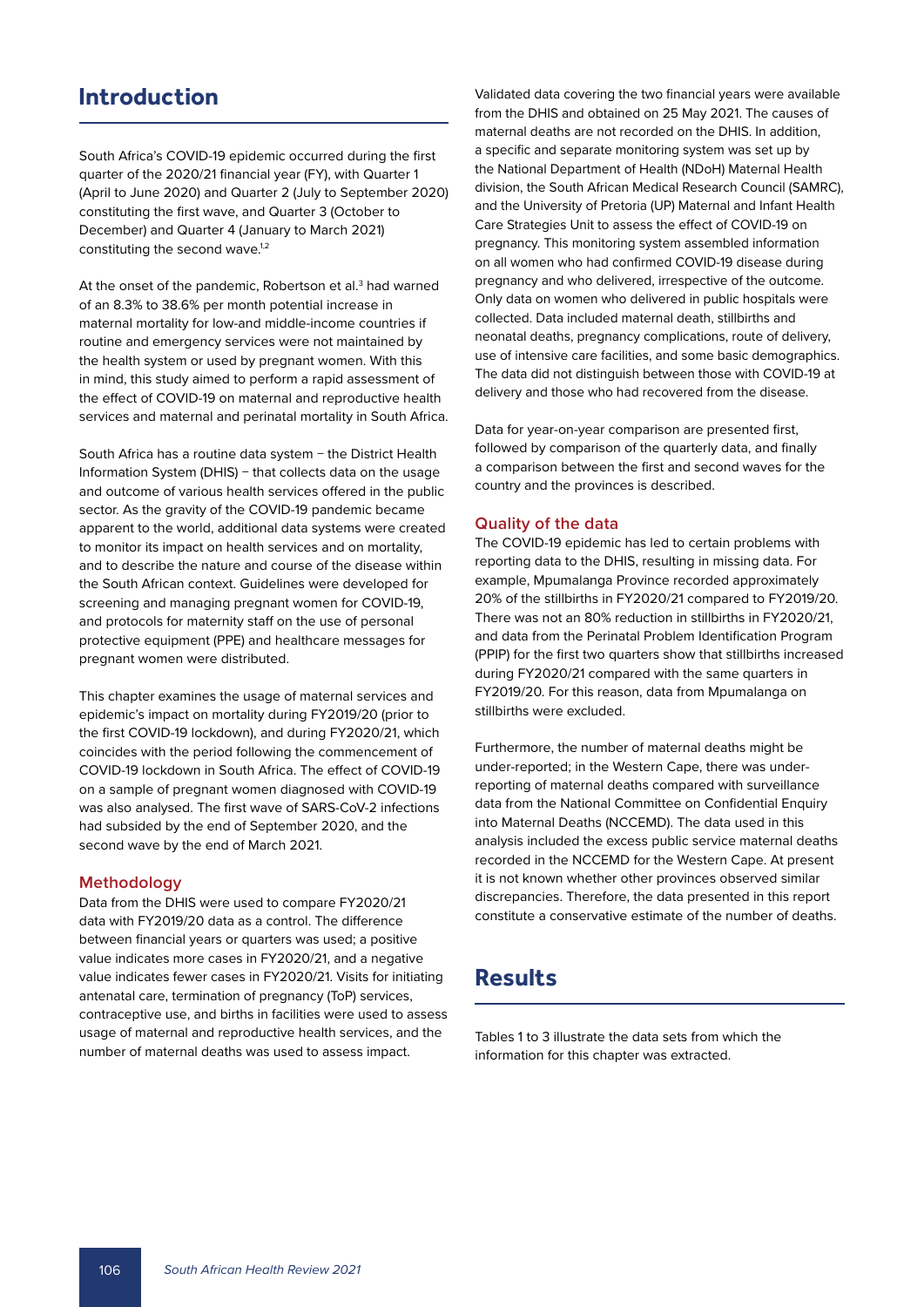## Introduction

South Africa's COVID-19 epidemic occurred during the first quarter of the 2020/21 financial year (FY), with Quarter 1 (April to June 2020) and Quarter 2 (July to September 2020) constituting the first wave, and Quarter 3 (October to December) and Quarter 4 (January to March 2021) constituting the second wave.[1,2]

At the onset of the pandemic, Robertson et al.[3] had warned of an 8.3% to 38.6% per month potential increase in maternal mortality for low-and middle-income countries if routine and emergency services were not maintained by the health system or used by pregnant women. With this in mind, this study aimed to perform a rapid assessment of the effect of COVID-19 on maternal and reproductive health services and maternal and perinatal mortality in South Africa.

South Africa has a routine data system – the District Health Information System (DHIS) – that collects data on the usage and outcome of various health services offered in the public sector. As the gravity of the COVID-19 pandemic became apparent to the world, additional data systems were created to monitor its impact on health services and on mortality, and to describe the nature and course of the disease within the South African context. Guidelines were developed for screening and managing pregnant women for COVID-19, and protocols for maternity staff on the use of personal protective equipment (PPE) and healthcare messages for pregnant women were distributed.

This chapter examines the usage of maternal services and epidemic's impact on mortality during FY2019/20 (prior to the first COVID-19 lockdown), and during FY2020/21, which coincides with the period following the commencement of COVID-19 lockdown in South Africa. The effect of COVID-19 on a sample of pregnant women diagnosed with COVID-19 was also analysed. The first wave of SARS-CoV-2 infections had subsided by the end of September 2020, and the second wave by the end of March 2021.

### Methodology

Data from the DHIS were used to compare FY2020/21 data with FY2019/20 data as a control. The difference between financial years or quarters was used; a positive value indicates more cases in FY2020/21, and a negative value indicates fewer cases in FY2020/21. Visits for initiating antenatal care, termination of pregnancy (ToP) services, contraceptive use, and births in facilities were used to assess usage of maternal and reproductive health services, and the number of maternal deaths was used to assess impact.

Validated data covering the two financial years were available from the DHIS and obtained on 25 May 2021. The causes of maternal deaths are not recorded on the DHIS. In addition, a specific and separate monitoring system was set up by the National Department of Health (NDoH) Maternal Health division, the South African Medical Research Council (SAMRC), and the University of Pretoria (UP) Maternal and Infant Health Care Strategies Unit to assess the effect of COVID-19 on pregnancy. This monitoring system assembled information on all women who had confirmed COVID-19 disease during pregnancy and who delivered, irrespective of the outcome. Only data on women who delivered in public hospitals were collected. Data included maternal death, stillbirths and neonatal deaths, pregnancy complications, route of delivery, use of intensive care facilities, and some basic demographics. The data did not distinguish between those with COVID-19 at delivery and those who had recovered from the disease.

Data for year-on-year comparison are presented first, followed by comparison of the quarterly data, and finally a comparison between the first and second waves for the country and the provinces is described.

### Quality of the data

The COVID-19 epidemic has led to certain problems with reporting data to the DHIS, resulting in missing data. For example, Mpumalanga Province recorded approximately 20% of the stillbirths in FY2020/21 compared to FY2019/20. There was not an 80% reduction in stillbirths in FY2020/21, and data from the Perinatal Problem Identification Program (PPIP) for the first two quarters show that stillbirths increased during FY2020/21 compared with the same quarters in FY2019/20. For this reason, data from Mpumalanga on stillbirths were excluded.

Furthermore, the number of maternal deaths might be under-reported; in the Western Cape, there was under-reporting of maternal deaths compared with surveillance data from the National Committee on Confidential Enquiry into Maternal Deaths (NCCEMD). The data used in this analysis included the excess public service maternal deaths recorded in the NCCEMD for the Western Cape. At present it is not known whether other provinces observed similar discrepancies. Therefore, the data presented in this report constitute a conservative estimate of the number of deaths.

## Results

Tables 1 to 3 illustrate the data sets from which the information for this chapter was extracted.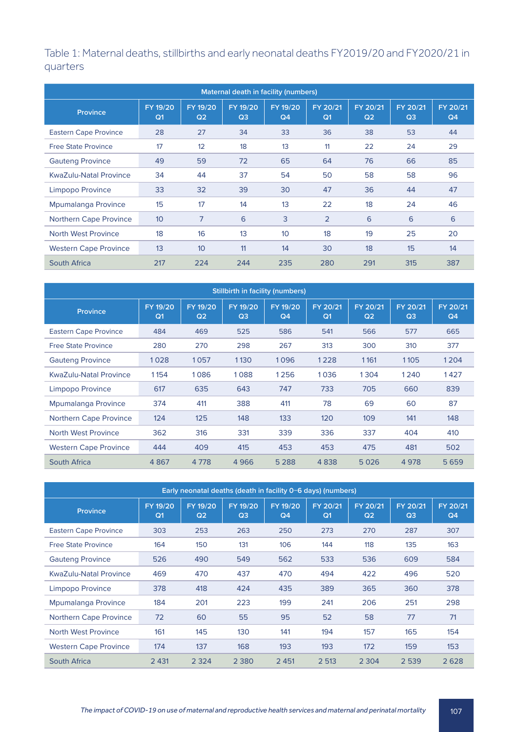Table 1: Maternal deaths, stillbirths and early neonatal deaths FY2019/20 and FY2020/21 in quarters

| Maternal death in facility (numbers) | | | | | | | | |
|---|---|---|---|---|---|---|---|---|
| Province | FY 19/20 Q1 | FY 19/20 Q2 | FY 19/20 Q3 | FY 19/20 Q4 | FY 20/21 Q1 | FY 20/21 Q2 | FY 20/21 Q3 | FY 20/21 Q4 |
| Eastern Cape Province | 28 | 27 | 34 | 33 | 36 | 38 | 53 | 44 |
| Free State Province | 17 | 12 | 18 | 13 | 11 | 22 | 24 | 29 |
| Gauteng Province | 49 | 59 | 72 | 65 | 64 | 76 | 66 | 85 |
| KwaZulu-Natal Province | 34 | 44 | 37 | 54 | 50 | 58 | 58 | 96 |
| Limpopo Province | 33 | 32 | 39 | 30 | 47 | 36 | 44 | 47 |
| Mpumalanga Province | 15 | 17 | 14 | 13 | 22 | 18 | 24 | 46 |
| Northern Cape Province | 10 | 7 | 6 | 3 | 2 | 6 | 6 | 6 |
| North West Province | 18 | 16 | 13 | 10 | 18 | 19 | 25 | 20 |
| Western Cape Province | 13 | 10 | 11 | 14 | 30 | 18 | 15 | 14 |
| South Africa | 217 | 224 | 244 | 235 | 280 | 291 | 315 | 387 |

| Stillbirth in facility (numbers) | | | | | | | | |
|---|---|---|---|---|---|---|---|---|
| Province | FY 19/20 Q1 | FY 19/20 Q2 | FY 19/20 Q3 | FY 19/20 Q4 | FY 20/21 Q1 | FY 20/21 Q2 | FY 20/21 Q3 | FY 20/21 Q4 |
| Eastern Cape Province | 484 | 469 | 525 | 586 | 541 | 566 | 577 | 665 |
| Free State Province | 280 | 270 | 298 | 267 | 313 | 300 | 310 | 377 |
| Gauteng Province | 1 028 | 1 057 | 1 130 | 1 096 | 1 228 | 1 161 | 1 105 | 1 204 |
| KwaZulu-Natal Province | 1 154 | 1 086 | 1 088 | 1 256 | 1 036 | 1 304 | 1 240 | 1 427 |
| Limpopo Province | 617 | 635 | 643 | 747 | 733 | 705 | 660 | 839 |
| Mpumalanga Province | 374 | 411 | 388 | 411 | 78 | 69 | 60 | 87 |
| Northern Cape Province | 124 | 125 | 148 | 133 | 120 | 109 | 141 | 148 |
| North West Province | 362 | 316 | 331 | 339 | 336 | 337 | 404 | 410 |
| Western Cape Province | 444 | 409 | 415 | 453 | 453 | 475 | 481 | 502 |
| South Africa | 4 867 | 4 778 | 4 966 | 5 288 | 4 838 | 5 026 | 4 978 | 5 659 |

| Early neonatal deaths (death in facility 0–6 days) (numbers) | | | | | | | | |
|---|---|---|---|---|---|---|---|---|
| Province | FY 19/20 Q1 | FY 19/20 Q2 | FY 19/20 Q3 | FY 19/20 Q4 | FY 20/21 Q1 | FY 20/21 Q2 | FY 20/21 Q3 | FY 20/21 Q4 |
| Eastern Cape Province | 303 | 253 | 263 | 250 | 273 | 270 | 287 | 307 |
| Free State Province | 164 | 150 | 131 | 106 | 144 | 118 | 135 | 163 |
| Gauteng Province | 526 | 490 | 549 | 562 | 533 | 536 | 609 | 584 |
| KwaZulu-Natal Province | 469 | 470 | 437 | 470 | 494 | 422 | 496 | 520 |
| Limpopo Province | 378 | 418 | 424 | 435 | 389 | 365 | 360 | 378 |
| Mpumalanga Province | 184 | 201 | 223 | 199 | 241 | 206 | 251 | 298 |
| Northern Cape Province | 72 | 60 | 55 | 95 | 52 | 58 | 77 | 71 |
| North West Province | 161 | 145 | 130 | 141 | 194 | 157 | 165 | 154 |
| Western Cape Province | 174 | 137 | 168 | 193 | 193 | 172 | 159 | 153 |
| South Africa | 2 431 | 2 324 | 2 380 | 2 451 | 2 513 | 2 304 | 2 539 | 2 628 |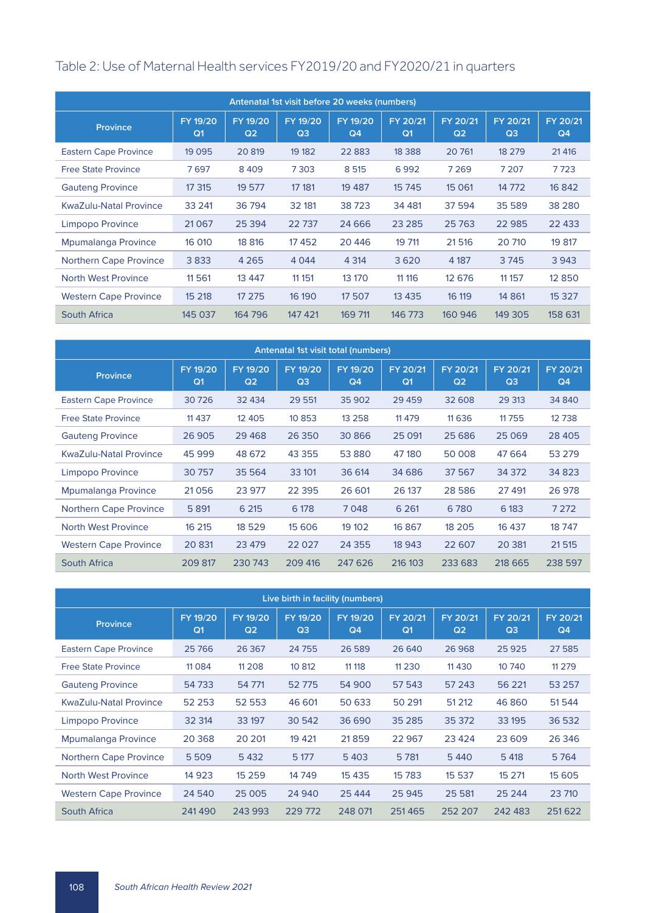Table 2: Use of Maternal Health services FY2019/20 and FY2020/21 in quarters

| Antenatal 1st visit before 20 weeks (numbers) | | | | | | | | |
|---|---|---|---|---|---|---|---|---|
| Province | FY 19/20 Q1 | FY 19/20 Q2 | FY 19/20 Q3 | FY 19/20 Q4 | FY 20/21 Q1 | FY 20/21 Q2 | FY 20/21 Q3 | FY 20/21 Q4 |
| Eastern Cape Province | 19 095 | 20 819 | 19 182 | 22 883 | 18 388 | 20 761 | 18 279 | 21 416 |
| Free State Province | 7 697 | 8 409 | 7 303 | 8 515 | 6 992 | 7 269 | 7 207 | 7 723 |
| Gauteng Province | 17 315 | 19 577 | 17 181 | 19 487 | 15 745 | 15 061 | 14 772 | 16 842 |
| KwaZulu-Natal Province | 33 241 | 36 794 | 32 181 | 38 723 | 34 481 | 37 594 | 35 589 | 38 280 |
| Limpopo Province | 21 067 | 25 394 | 22 737 | 24 666 | 23 285 | 25 763 | 22 985 | 22 433 |
| Mpumalanga Province | 16 010 | 18 816 | 17 452 | 20 446 | 19 711 | 21 516 | 20 710 | 19 817 |
| Northern Cape Province | 3 833 | 4 265 | 4 044 | 4 314 | 3 620 | 4 187 | 3 745 | 3 943 |
| North West Province | 11 561 | 13 447 | 11 151 | 13 170 | 11 116 | 12 676 | 11 157 | 12 850 |
| Western Cape Province | 15 218 | 17 275 | 16 190 | 17 507 | 13 435 | 16 119 | 14 861 | 15 327 |
| South Africa | 145 037 | 164 796 | 147 421 | 169 711 | 146 773 | 160 946 | 149 305 | 158 631 |

| Antenatal 1st visit total (numbers) | | | | | | | | |
|---|---|---|---|---|---|---|---|---|
| Province | FY 19/20 Q1 | FY 19/20 Q2 | FY 19/20 Q3 | FY 19/20 Q4 | FY 20/21 Q1 | FY 20/21 Q2 | FY 20/21 Q3 | FY 20/21 Q4 |
| Eastern Cape Province | 30 726 | 32 434 | 29 551 | 35 902 | 29 459 | 32 608 | 29 313 | 34 840 |
| Free State Province | 11 437 | 12 405 | 10 853 | 13 258 | 11 479 | 11 636 | 11 755 | 12 738 |
| Gauteng Province | 26 905 | 29 468 | 26 350 | 30 866 | 25 091 | 25 686 | 25 069 | 28 405 |
| KwaZulu-Natal Province | 45 999 | 48 672 | 43 355 | 53 880 | 47 180 | 50 008 | 47 664 | 53 279 |
| Limpopo Province | 30 757 | 35 564 | 33 101 | 36 614 | 34 686 | 37 567 | 34 372 | 34 823 |
| Mpumalanga Province | 21 056 | 23 977 | 22 395 | 26 601 | 26 137 | 28 586 | 27 491 | 26 978 |
| Northern Cape Province | 5 891 | 6 215 | 6 178 | 7 048 | 6 261 | 6 780 | 6 183 | 7 272 |
| North West Province | 16 215 | 18 529 | 15 606 | 19 102 | 16 867 | 18 205 | 16 437 | 18 747 |
| Western Cape Province | 20 831 | 23 479 | 22 027 | 24 355 | 18 943 | 22 607 | 20 381 | 21 515 |
| South Africa | 209 817 | 230 743 | 209 416 | 247 626 | 216 103 | 233 683 | 218 665 | 238 597 |

| Live birth in facility (numbers) | | | | | | | | |
|---|---|---|---|---|---|---|---|---|
| Province | FY 19/20 Q1 | FY 19/20 Q2 | FY 19/20 Q3 | FY 19/20 Q4 | FY 20/21 Q1 | FY 20/21 Q2 | FY 20/21 Q3 | FY 20/21 Q4 |
| Eastern Cape Province | 25 766 | 26 367 | 24 755 | 26 589 | 26 640 | 26 968 | 25 925 | 27 585 |
| Free State Province | 11 084 | 11 208 | 10 812 | 11 118 | 11 230 | 11 430 | 10 740 | 11 279 |
| Gauteng Province | 54 733 | 54 771 | 52 775 | 54 900 | 57 543 | 57 243 | 56 221 | 53 257 |
| KwaZulu-Natal Province | 52 253 | 52 553 | 46 601 | 50 633 | 50 291 | 51 212 | 46 860 | 51 544 |
| Limpopo Province | 32 314 | 33 197 | 30 542 | 36 690 | 35 285 | 35 372 | 33 195 | 36 532 |
| Mpumalanga Province | 20 368 | 20 201 | 19 421 | 21 859 | 22 967 | 23 424 | 23 609 | 26 346 |
| Northern Cape Province | 5 509 | 5 432 | 5 177 | 5 403 | 5 781 | 5 440 | 5 418 | 5 764 |
| North West Province | 14 923 | 15 259 | 14 749 | 15 435 | 15 783 | 15 537 | 15 271 | 15 605 |
| Western Cape Province | 24 540 | 25 005 | 24 940 | 25 444 | 25 945 | 25 581 | 25 244 | 23 710 |
| South Africa | 241 490 | 243 993 | 229 772 | 248 071 | 251 465 | 252 207 | 242 483 | 251 622 |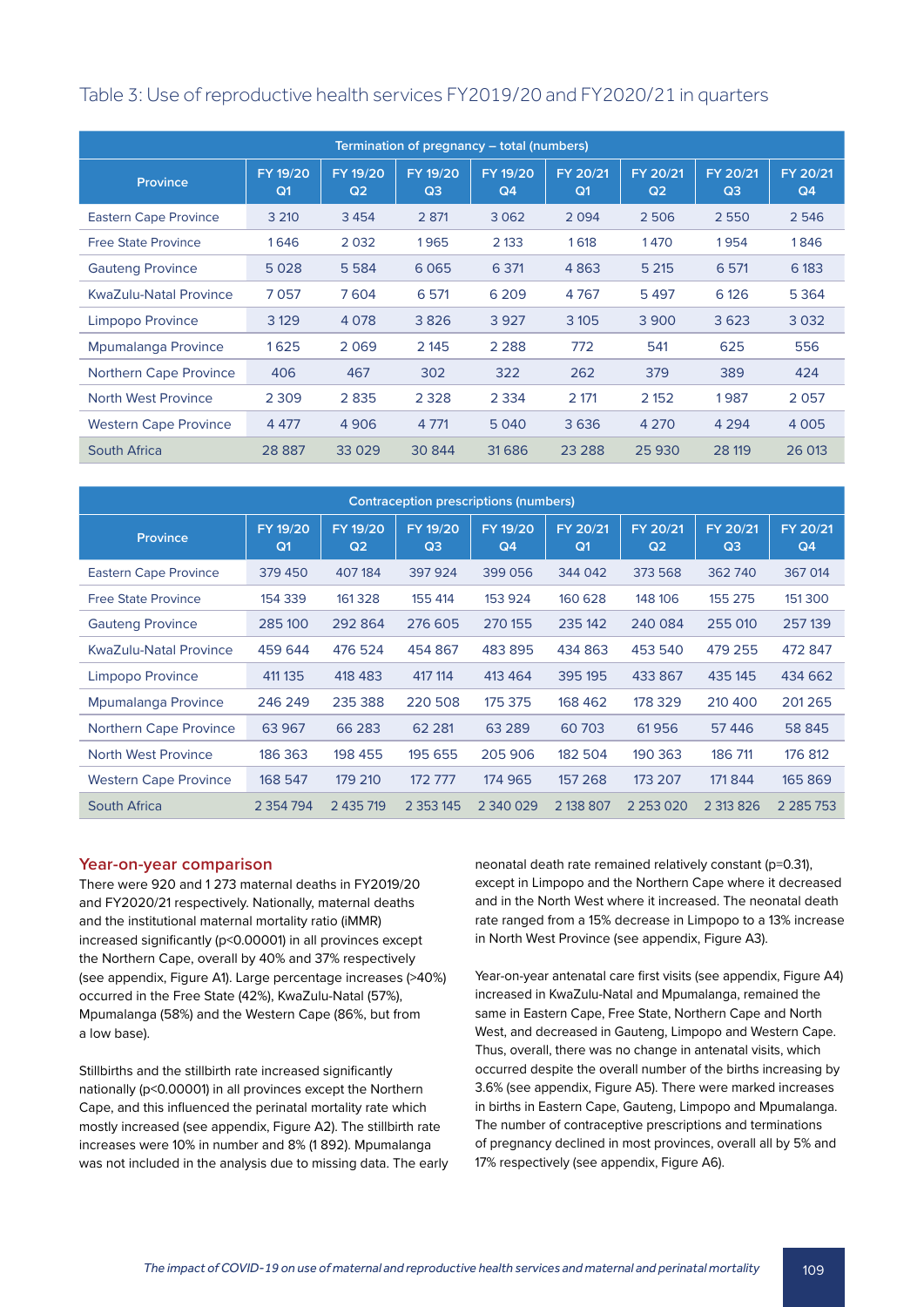## Table 3: Use of reproductive health services FY2019/20 and FY2020/21 in quarters

| Termination of pregnancy – total (numbers) | | | | | | | | |
|---|---|---|---|---|---|---|---|---|
| Province | FY 19/20 Q1 | FY 19/20 Q2 | FY 19/20 Q3 | FY 19/20 Q4 | FY 20/21 Q1 | FY 20/21 Q2 | FY 20/21 Q3 | FY 20/21 Q4 |
| Eastern Cape Province | 3 210 | 3 454 | 2 871 | 3 062 | 2 094 | 2 506 | 2 550 | 2 546 |
| Free State Province | 1 646 | 2 032 | 1 965 | 2 133 | 1 618 | 1 470 | 1 954 | 1 846 |
| Gauteng Province | 5 028 | 5 584 | 6 065 | 6 371 | 4 863 | 5 215 | 6 571 | 6 183 |
| KwaZulu-Natal Province | 7 057 | 7 604 | 6 571 | 6 209 | 4 767 | 5 497 | 6 126 | 5 364 |
| Limpopo Province | 3 129 | 4 078 | 3 826 | 3 927 | 3 105 | 3 900 | 3 623 | 3 032 |
| Mpumalanga Province | 1 625 | 2 069 | 2 145 | 2 288 | 772 | 541 | 625 | 556 |
| Northern Cape Province | 406 | 467 | 302 | 322 | 262 | 379 | 389 | 424 |
| North West Province | 2 309 | 2 835 | 2 328 | 2 334 | 2 171 | 2 152 | 1 987 | 2 057 |
| Western Cape Province | 4 477 | 4 906 | 4 771 | 5 040 | 3 636 | 4 270 | 4 294 | 4 005 |
| South Africa | 28 887 | 33 029 | 30 844 | 31 686 | 23 288 | 25 930 | 28 119 | 26 013 |

| Contraception prescriptions (numbers) | | | | | | | | |
|---|---|---|---|---|---|---|---|---|
| Province | FY 19/20 Q1 | FY 19/20 Q2 | FY 19/20 Q3 | FY 19/20 Q4 | FY 20/21 Q1 | FY 20/21 Q2 | FY 20/21 Q3 | FY 20/21 Q4 |
| Eastern Cape Province | 379 450 | 407 184 | 397 924 | 399 056 | 344 042 | 373 568 | 362 740 | 367 014 |
| Free State Province | 154 339 | 161 328 | 155 414 | 153 924 | 160 628 | 148 106 | 155 275 | 151 300 |
| Gauteng Province | 285 100 | 292 864 | 276 605 | 270 155 | 235 142 | 240 084 | 255 010 | 257 139 |
| KwaZulu-Natal Province | 459 644 | 476 524 | 454 867 | 483 895 | 434 863 | 453 540 | 479 255 | 472 847 |
| Limpopo Province | 411 135 | 418 483 | 417 114 | 413 464 | 395 195 | 433 867 | 435 145 | 434 662 |
| Mpumalanga Province | 246 249 | 235 388 | 220 508 | 175 375 | 168 462 | 178 329 | 210 400 | 201 265 |
| Northern Cape Province | 63 967 | 66 283 | 62 281 | 63 289 | 60 703 | 61 956 | 57 446 | 58 845 |
| North West Province | 186 363 | 198 455 | 195 655 | 205 906 | 182 504 | 190 363 | 186 711 | 176 812 |
| Western Cape Province | 168 547 | 179 210 | 172 777 | 174 965 | 157 268 | 173 207 | 171 844 | 165 869 |
| South Africa | 2 354 794 | 2 435 719 | 2 353 145 | 2 340 029 | 2 138 807 | 2 253 020 | 2 313 826 | 2 285 753 |

### Year-on-year comparison

There were 920 and 1 273 maternal deaths in FY2019/20 and FY2020/21 respectively. Nationally, maternal deaths and the institutional maternal mortality ratio (iMMR) increased significantly ($p<0.00001$) in all provinces except the Northern Cape, overall by 40% and 37% respectively (see appendix, Figure A1). Large percentage increases (>40%) occurred in the Free State (42%), KwaZulu-Natal (57%), Mpumalanga (58%) and the Western Cape (86%, but from a low base).

Stillbirths and the stillbirth rate increased significantly nationally ($p<0.00001$) in all provinces except the Northern Cape, and this influenced the perinatal mortality rate which mostly increased (see appendix, Figure A2). The stillbirth rate increases were 10% in number and 8% (1 892). Mpumalanga was not included in the analysis due to missing data. The early neonatal death rate remained relatively constant ($p=0.31$), except in Limpopo and the Northern Cape where it decreased and in the North West where it increased. The neonatal death rate ranged from a 15% decrease in Limpopo to a 13% increase in North West Province (see appendix, Figure A3).

Year-on-year antenatal care first visits (see appendix, Figure A4) increased in KwaZulu-Natal and Mpumalanga, remained the same in Eastern Cape, Free State, Northern Cape and North West, and decreased in Gauteng, Limpopo and Western Cape. Thus, overall, there was no change in antenatal visits, which occurred despite the overall number of the births increasing by 3.6% (see appendix, Figure A5). There were marked increases in births in Eastern Cape, Gauteng, Limpopo and Mpumalanga. The number of contraceptive prescriptions and terminations of pregnancy declined in most provinces, overall all by 5% and 17% respectively (see appendix, Figure A6).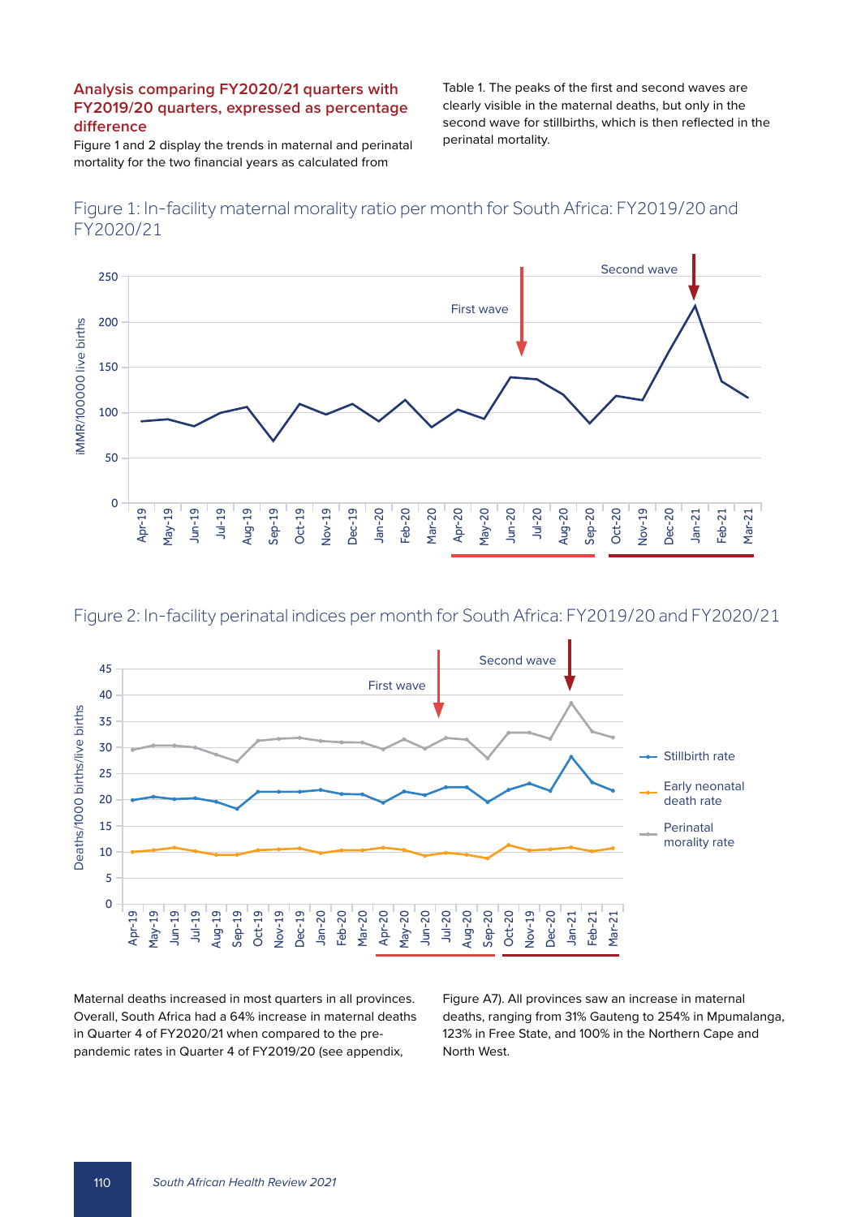### Analysis comparing FY2020/21 quarters with FY2019/20 quarters, expressed as percentage difference

Figure 1 and 2 display the trends in maternal and perinatal mortality for the two financial years as calculated from Table 1. The peaks of the first and second waves are clearly visible in the maternal deaths, but only in the second wave for stillbirths, which is then reflected in the perinatal mortality.

Figure 1: In-facility maternal morality ratio per month for South Africa: FY2019/20 and FY2020/21

Figure 2: In-facility perinatal indices per month for South Africa: FY2019/20 and FY2020/21

Maternal deaths increased in most quarters in all provinces. Overall, South Africa had a 64% increase in maternal deaths in Quarter 4 of FY2020/21 when compared to the pre-pandemic rates in Quarter 4 of FY2019/20 (see appendix, Figure A7). All provinces saw an increase in maternal deaths, ranging from 31% Gauteng to 254% in Mpumalanga, 123% in Free State, and 100% in the Northern Cape and North West.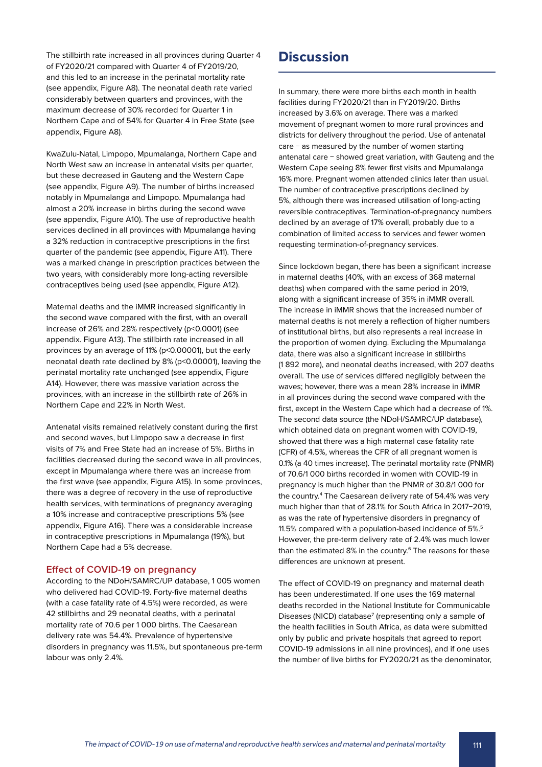The stillbirth rate increased in all provinces during Quarter 4 of FY2020/21 compared with Quarter 4 of FY2019/20, and this led to an increase in the perinatal mortality rate (see appendix, Figure A8). The neonatal death rate varied considerably between quarters and provinces, with the maximum decrease of 30% recorded for Quarter 1 in Northern Cape and of 54% for Quarter 4 in Free State (see appendix, Figure A8).

KwaZulu-Natal, Limpopo, Mpumalanga, Northern Cape and North West saw an increase in antenatal visits per quarter, but these decreased in Gauteng and the Western Cape (see appendix, Figure A9). The number of births increased notably in Mpumalanga and Limpopo. Mpumalanga had almost a 20% increase in births during the second wave (see appendix, Figure A10). The use of reproductive health services declined in all provinces with Mpumalanga having a 32% reduction in contraceptive prescriptions in the first quarter of the pandemic (see appendix, Figure A11). There was a marked change in prescription practices between the two years, with considerably more long-acting reversible contraceptives being used (see appendix, Figure A12).

Maternal deaths and the iMMR increased significantly in the second wave compared with the first, with an overall increase of 26% and 28% respectively ($p<0.0001$) (see appendix. Figure A13). The stillbirth rate increased in all provinces by an average of 11% ($p<0.00001$), but the early neonatal death rate declined by 8% ($p<0.00001$), leaving the perinatal mortality rate unchanged (see appendix, Figure A14). However, there was massive variation across the provinces, with an increase in the stillbirth rate of 26% in Northern Cape and 22% in North West.

Antenatal visits remained relatively constant during the first and second waves, but Limpopo saw a decrease in first visits of 7% and Free State had an increase of 5%. Births in facilities decreased during the second wave in all provinces, except in Mpumalanga where there was an increase from the first wave (see appendix, Figure A15). In some provinces, there was a degree of recovery in the use of reproductive health services, with terminations of pregnancy averaging a 10% increase and contraceptive prescriptions 5% (see appendix, Figure A16). There was a considerable increase in contraceptive prescriptions in Mpumalanga (19%), but Northern Cape had a 5% decrease.

### Effect of COVID-19 on pregnancy

According to the NDoH/SAMRC/UP database, 1 005 women who delivered had COVID-19. Forty-five maternal deaths (with a case fatality rate of 4.5%) were recorded, as were 42 stillbirths and 29 neonatal deaths, with a perinatal mortality rate of 70.6 per 1 000 births. The Caesarean delivery rate was 54.4%. Prevalence of hypertensive disorders in pregnancy was 11.5%, but spontaneous pre-term labour was only 2.4%.

## Discussion

In summary, there were more births each month in health facilities during FY2020/21 than in FY2019/20. Births increased by 3.6% on average. There was a marked movement of pregnant women to more rural provinces and districts for delivery throughout the period. Use of antenatal care – as measured by the number of women starting antenatal care – showed great variation, with Gauteng and the Western Cape seeing 8% fewer first visits and Mpumalanga 16% more. Pregnant women attended clinics later than usual. The number of contraceptive prescriptions declined by 5%, although there was increased utilisation of long-acting reversible contraceptives. Termination-of-pregnancy numbers declined by an average of 17% overall, probably due to a combination of limited access to services and fewer women requesting termination-of-pregnancy services.

Since lockdown began, there has been a significant increase in maternal deaths (40%, with an excess of 368 maternal deaths) when compared with the same period in 2019, along with a significant increase of 35% in iMMR overall. The increase in iMMR shows that the increased number of maternal deaths is not merely a reflection of higher numbers of institutional births, but also represents a real increase in the proportion of women dying. Excluding the Mpumalanga data, there was also a significant increase in stillbirths (1 892 more), and neonatal deaths increased, with 207 deaths overall. The use of services differed negligibly between the waves; however, there was a mean 28% increase in iMMR in all provinces during the second wave compared with the first, except in the Western Cape which had a decrease of 1%. The second data source (the NDoH/SAMRC/UP database), which obtained data on pregnant women with COVID-19, showed that there was a high maternal case fatality rate (CFR) of 4.5%, whereas the CFR of all pregnant women is 0.1% (a 40 times increase). The perinatal mortality rate (PNMR) of 70.6/1 000 births recorded in women with COVID-19 in pregnancy is much higher than the PNMR of 30.8/1 000 for the country.[4] The Caesarean delivery rate of 54.4% was very much higher than that of 28.1% for South Africa in 2017–2019, as was the rate of hypertensive disorders in pregnancy of 11.5% compared with a population-based incidence of 5%.[5] However, the pre-term delivery rate of 2.4% was much lower than the estimated 8% in the country.[6] The reasons for these differences are unknown at present.

The effect of COVID-19 on pregnancy and maternal death has been underestimated. If one uses the 169 maternal deaths recorded in the National Institute for Communicable Diseases (NICD) database[7] (representing only a sample of the health facilities in South Africa, as data were submitted only by public and private hospitals that agreed to report COVID-19 admissions in all nine provinces), and if one uses the number of live births for FY2020/21 as the denominator,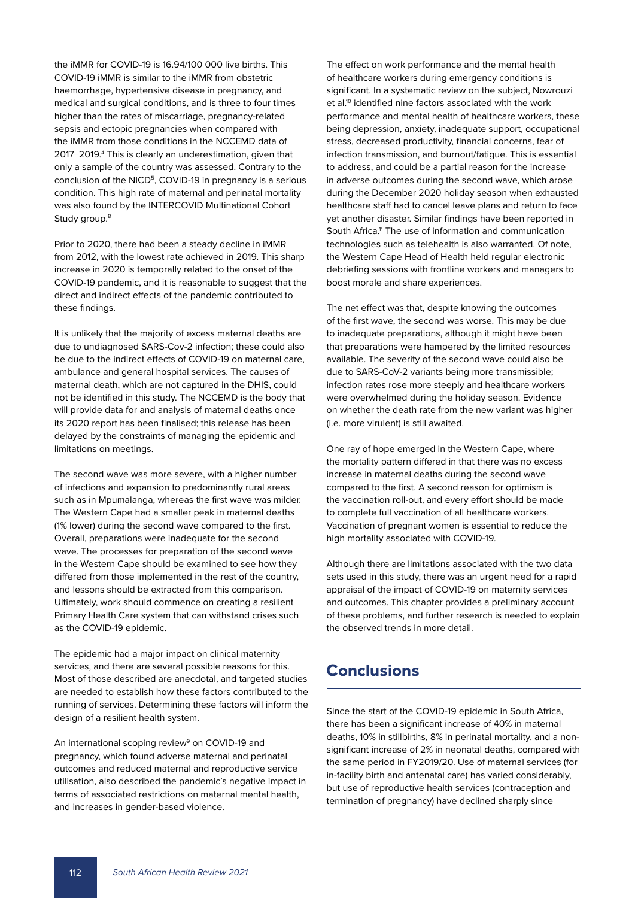the iMMR for COVID-19 is 16.94/100 000 live births. This COVID-19 iMMR is similar to the iMMR from obstetric haemorrhage, hypertensive disease in pregnancy, and medical and surgical conditions, and is three to four times higher than the rates of miscarriage, pregnancy-related sepsis and ectopic pregnancies when compared with the iMMR from those conditions in the NCCEMD data of 2017–2019.[4] This is clearly an underestimation, given that only a sample of the country was assessed. Contrary to the conclusion of the NICD[5], COVID-19 in pregnancy is a serious condition. This high rate of maternal and perinatal mortality was also found by the INTERCOVID Multinational Cohort Study group.[8]

Prior to 2020, there had been a steady decline in iMMR from 2012, with the lowest rate achieved in 2019. This sharp increase in 2020 is temporally related to the onset of the COVID-19 pandemic, and it is reasonable to suggest that the direct and indirect effects of the pandemic contributed to these findings.

It is unlikely that the majority of excess maternal deaths are due to undiagnosed SARS-Cov-2 infection; these could also be due to the indirect effects of COVID-19 on maternal care, ambulance and general hospital services. The causes of maternal death, which are not captured in the DHIS, could not be identified in this study. The NCCEMD is the body that will provide data for and analysis of maternal deaths once its 2020 report has been finalised; this release has been delayed by the constraints of managing the epidemic and limitations on meetings.

The second wave was more severe, with a higher number of infections and expansion to predominantly rural areas such as in Mpumalanga, whereas the first wave was milder. The Western Cape had a smaller peak in maternal deaths (1% lower) during the second wave compared to the first. Overall, preparations were inadequate for the second wave. The processes for preparation of the second wave in the Western Cape should be examined to see how they differed from those implemented in the rest of the country, and lessons should be extracted from this comparison. Ultimately, work should commence on creating a resilient Primary Health Care system that can withstand crises such as the COVID-19 epidemic.

The epidemic had a major impact on clinical maternity services, and there are several possible reasons for this. Most of those described are anecdotal, and targeted studies are needed to establish how these factors contributed to the running of services. Determining these factors will inform the design of a resilient health system.

An international scoping review[9] on COVID-19 and pregnancy, which found adverse maternal and perinatal outcomes and reduced maternal and reproductive service utilisation, also described the pandemic's negative impact in terms of associated restrictions on maternal mental health, and increases in gender-based violence.

The effect on work performance and the mental health of healthcare workers during emergency conditions is significant. In a systematic review on the subject, Nowrouzi et al.[10] identified nine factors associated with the work performance and mental health of healthcare workers, these being depression, anxiety, inadequate support, occupational stress, decreased productivity, financial concerns, fear of infection transmission, and burnout/fatigue. This is essential to address, and could be a partial reason for the increase in adverse outcomes during the second wave, which arose during the December 2020 holiday season when exhausted healthcare staff had to cancel leave plans and return to face yet another disaster. Similar findings have been reported in South Africa.[11] The use of information and communication technologies such as telehealth is also warranted. Of note, the Western Cape Head of Health held regular electronic debriefing sessions with frontline workers and managers to boost morale and share experiences.

The net effect was that, despite knowing the outcomes of the first wave, the second was worse. This may be due to inadequate preparations, although it might have been that preparations were hampered by the limited resources available. The severity of the second wave could also be due to SARS-CoV-2 variants being more transmissible; infection rates rose more steeply and healthcare workers were overwhelmed during the holiday season. Evidence on whether the death rate from the new variant was higher (i.e. more virulent) is still awaited.

One ray of hope emerged in the Western Cape, where the mortality pattern differed in that there was no excess increase in maternal deaths during the second wave compared to the first. A second reason for optimism is the vaccination roll-out, and every effort should be made to complete full vaccination of all healthcare workers. Vaccination of pregnant women is essential to reduce the high mortality associated with COVID-19.

Although there are limitations associated with the two data sets used in this study, there was an urgent need for a rapid appraisal of the impact of COVID-19 on maternity services and outcomes. This chapter provides a preliminary account of these problems, and further research is needed to explain the observed trends in more detail.

## Conclusions

Since the start of the COVID-19 epidemic in South Africa, there has been a significant increase of 40% in maternal deaths, 10% in stillbirths, 8% in perinatal mortality, and a non-significant increase of 2% in neonatal deaths, compared with the same period in FY2019/20. Use of maternal services (for in-facility birth and antenatal care) has varied considerably, but use of reproductive health services (contraception and termination of pregnancy) have declined sharply since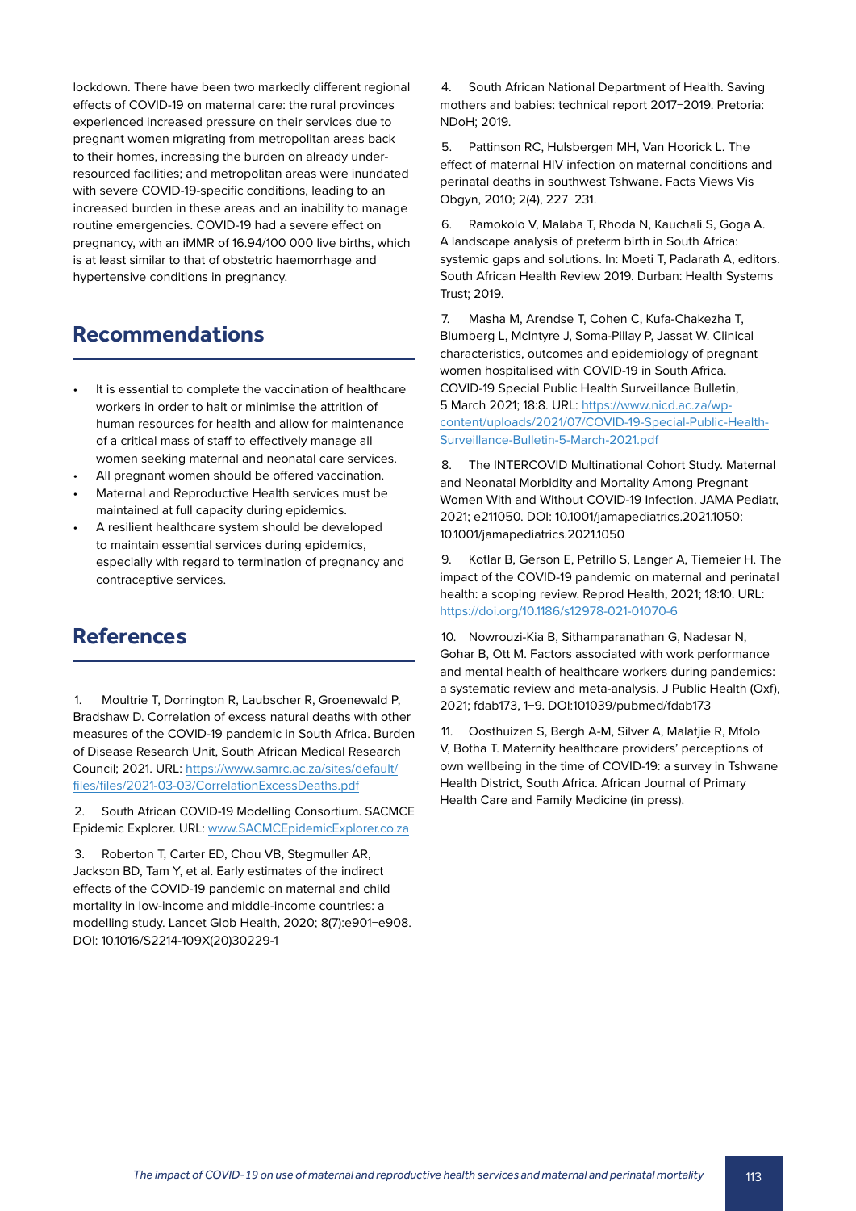lockdown. There have been two markedly different regional effects of COVID-19 on maternal care: the rural provinces experienced increased pressure on their services due to pregnant women migrating from metropolitan areas back to their homes, increasing the burden on already under-resourced facilities; and metropolitan areas were inundated with severe COVID-19-specific conditions, leading to an increased burden in these areas and an inability to manage routine emergencies. COVID-19 had a severe effect on pregnancy, with an iMMR of 16.94/100 000 live births, which is at least similar to that of obstetric haemorrhage and hypertensive conditions in pregnancy.

## Recommendations

- It is essential to complete the vaccination of healthcare workers in order to halt or minimise the attrition of human resources for health and allow for maintenance of a critical mass of staff to effectively manage all women seeking maternal and neonatal care services.
- All pregnant women should be offered vaccination.
- Maternal and Reproductive Health services must be maintained at full capacity during epidemics.
- A resilient healthcare system should be developed to maintain essential services during epidemics, especially with regard to termination of pregnancy and contraceptive services.

## References

1. Moultrie T, Dorrington R, Laubscher R, Groenewald P, Bradshaw D. Correlation of excess natural deaths with other measures of the COVID-19 pandemic in South Africa. Burden of Disease Research Unit, South African Medical Research Council; 2021. URL: https://www.samrc.ac.za/sites/default/files/files/2021-03-03/CorrelationExcessDeaths.pdf

2. South African COVID-19 Modelling Consortium. SACMCE Epidemic Explorer. URL: www.SACMCEpidemicExplorer.co.za

3. Roberton T, Carter ED, Chou VB, Stegmuller AR, Jackson BD, Tam Y, et al. Early estimates of the indirect effects of the COVID-19 pandemic on maternal and child mortality in low-income and middle-income countries: a modelling study. Lancet Glob Health, 2020; 8(7):e901–e908. DOI: 10.1016/S2214-109X(20)30229-1

4. South African National Department of Health. Saving mothers and babies: technical report 2017–2019. Pretoria: NDoH; 2019.

5. Pattinson RC, Hulsbergen MH, Van Hoorick L. The effect of maternal HIV infection on maternal conditions and perinatal deaths in southwest Tshwane. Facts Views Vis Obgyn, 2010; 2(4), 227–231.

6. Ramokolo V, Malaba T, Rhoda N, Kauchali S, Goga A. A landscape analysis of preterm birth in South Africa: systemic gaps and solutions. In: Moeti T, Padarath A, editors. South African Health Review 2019. Durban: Health Systems Trust; 2019.

7. Masha M, Arendse T, Cohen C, Kufa-Chakezha T, Blumberg L, McIntyre J, Soma-Pillay P, Jassat W. Clinical characteristics, outcomes and epidemiology of pregnant women hospitalised with COVID-19 in South Africa. COVID-19 Special Public Health Surveillance Bulletin, 5 March 2021; 18:8. URL: https://www.nicd.ac.za/wp-content/uploads/2021/07/COVID-19-Special-Public-Health-Surveillance-Bulletin-5-March-2021.pdf

8. The INTERCOVID Multinational Cohort Study. Maternal and Neonatal Morbidity and Mortality Among Pregnant Women With and Without COVID-19 Infection. JAMA Pediatr, 2021; e211050. DOI: 10.1001/jamapediatrics.2021.1050: 10.1001/jamapediatrics.2021.1050

9. Kotlar B, Gerson E, Petrillo S, Langer A, Tiemeier H. The impact of the COVID-19 pandemic on maternal and perinatal health: a scoping review. Reprod Health, 2021; 18:10. URL: https://doi.org/10.1186/s12978-021-01070-6

10. Nowrouzi-Kia B, Sithamparanathan G, Nadesar N, Gohar B, Ott M. Factors associated with work performance and mental health of healthcare workers during pandemics: a systematic review and meta-analysis. J Public Health (Oxf), 2021; fdab173, 1–9. DOI:101039/pubmed/fdab173

11. Oosthuizen S, Bergh A-M, Silver A, Malatjie R, Mfolo V, Botha T. Maternity healthcare providers' perceptions of own wellbeing in the time of COVID-19: a survey in Tshwane Health District, South Africa. African Journal of Primary Health Care and Family Medicine (in press).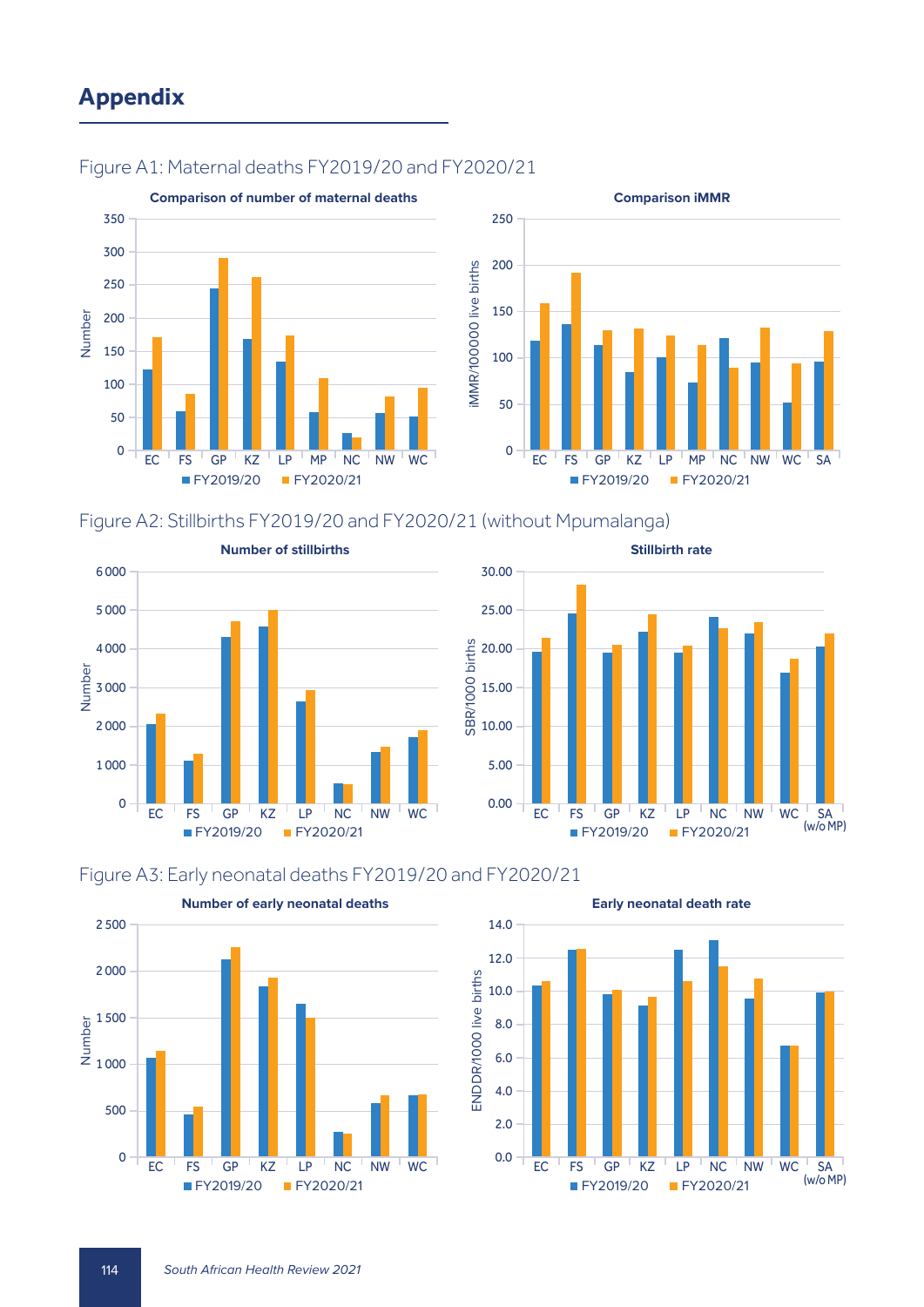# Appendix

Figure A1: Maternal deaths FY2019/20 and FY2020/21

Figure A2: Stillbirths FY2019/20 and FY2020/21 (without Mpumalanga)

Figure A3: Early neonatal deaths FY2019/20 and FY2020/21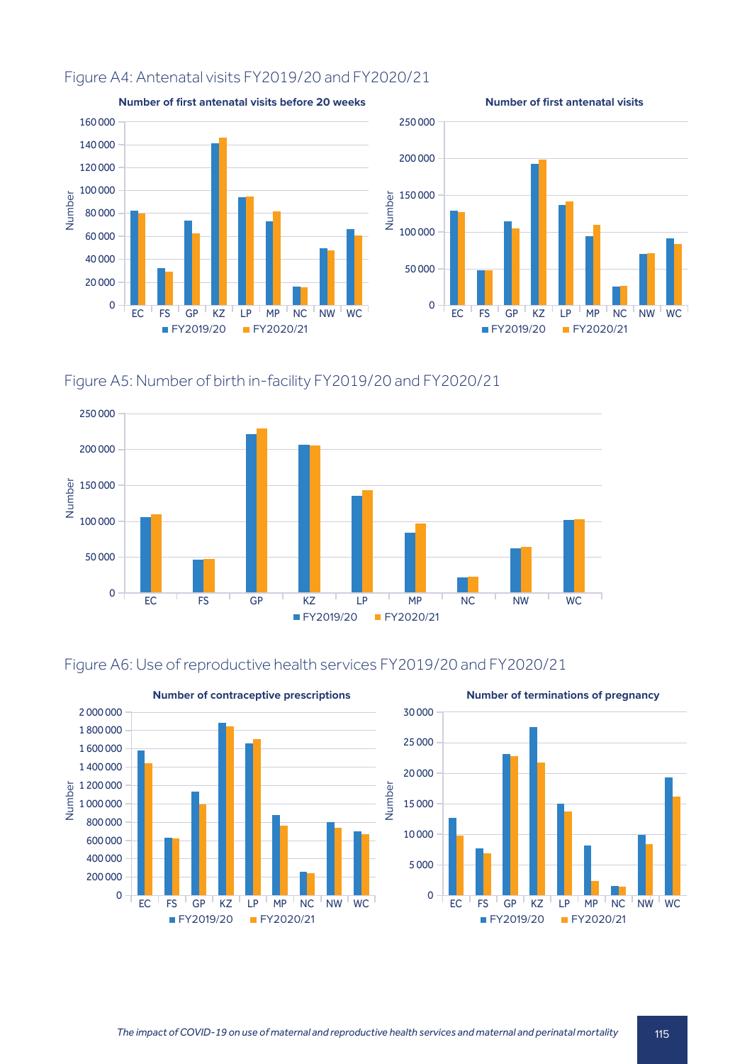Figure A4: Antenatal visits FY2019/20 and FY2020/21

**Number of first antenatal visits before 20 weeks**

**Number of first antenatal visits**

Figure A5: Number of birth in-facility FY2019/20 and FY2020/21

Figure A6: Use of reproductive health services FY2019/20 and FY2020/21

**Number of contraceptive prescriptions**

**Number of terminations of pregnancy**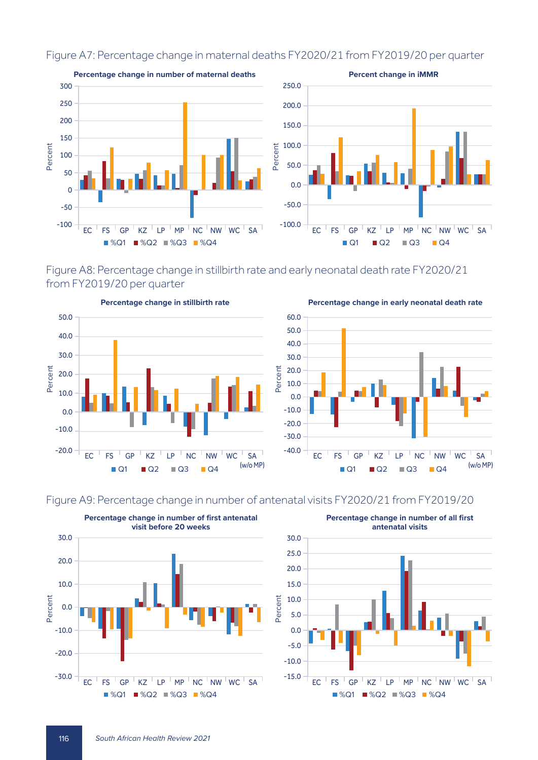Figure A7: Percentage change in maternal deaths FY2020/21 from FY2019/20 per quarter

Figure A8: Percentage change in stillbirth rate and early neonatal death rate FY2020/21 from FY2019/20 per quarter

Figure A9: Percentage change in number of antenatal visits FY2020/21 from FY2019/20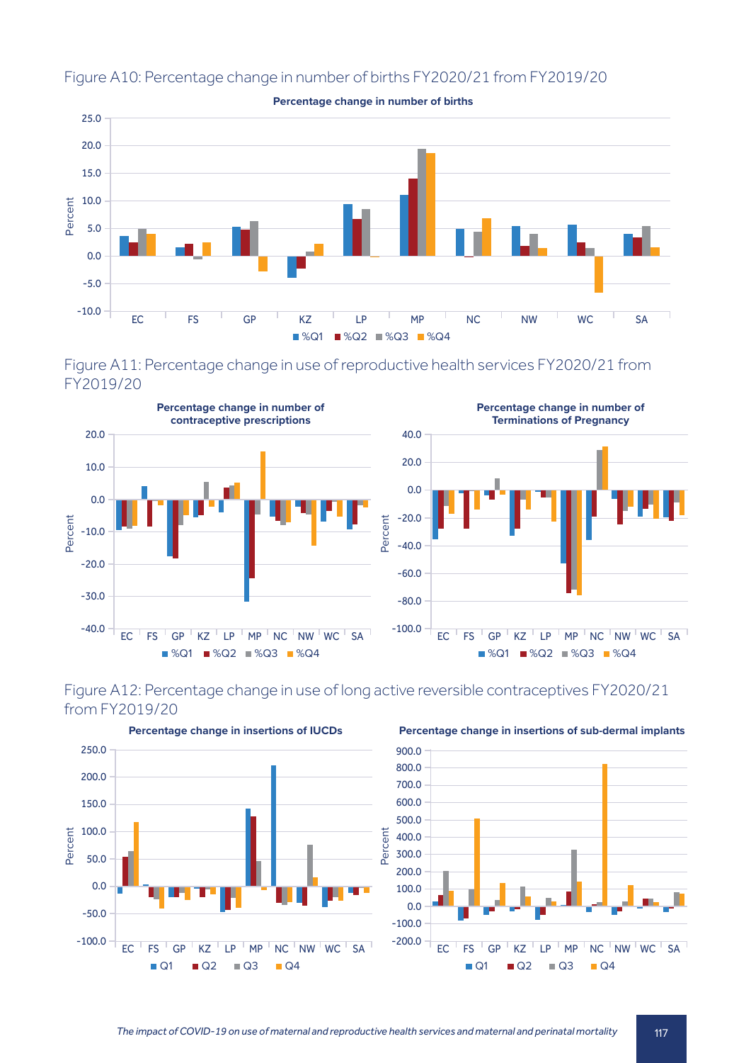Figure A10: Percentage change in number of births FY2020/21 from FY2019/20

Figure A11: Percentage change in use of reproductive health services FY2020/21 from FY2019/20

Figure A12: Percentage change in use of long active reversible contraceptives FY2020/21 from FY2019/20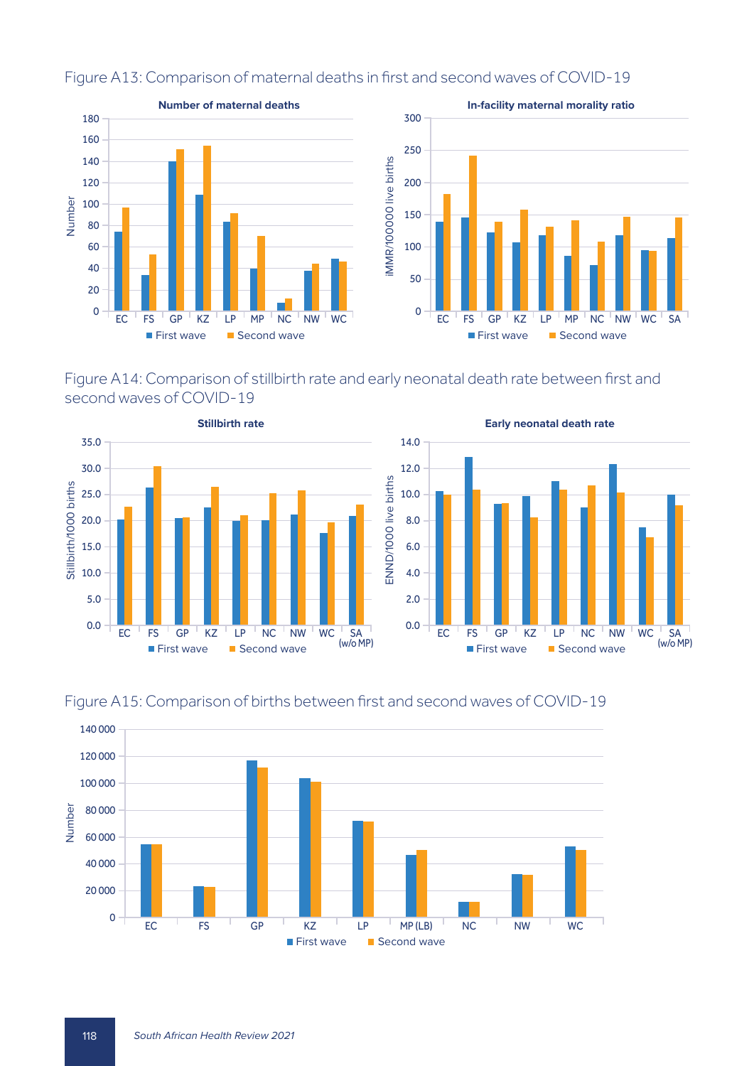Figure A13: Comparison of maternal deaths in first and second waves of COVID-19

Figure A14: Comparison of stillbirth rate and early neonatal death rate between first and second waves of COVID-19

Figure A15: Comparison of births between first and second waves of COVID-19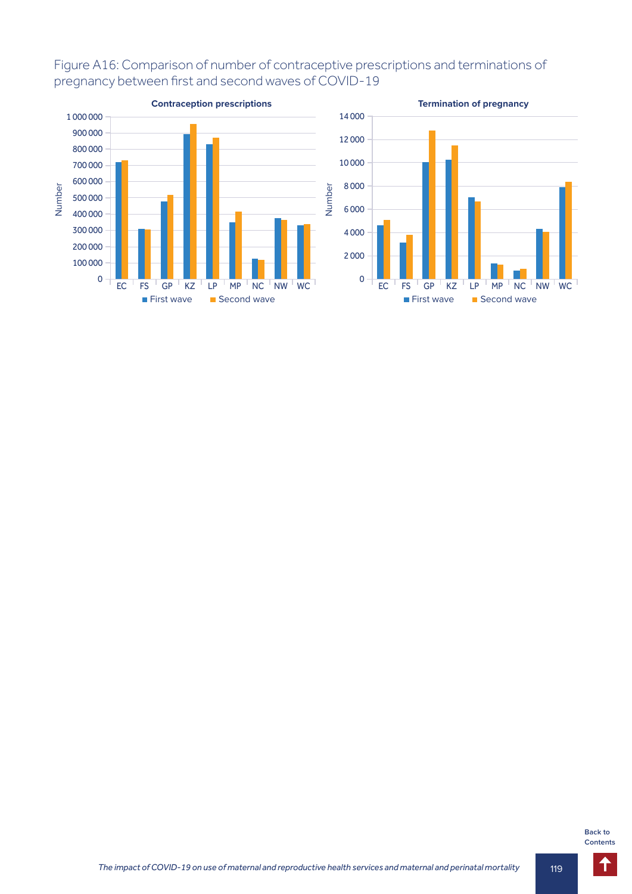Figure A16: Comparison of number of contraceptive prescriptions and terminations of pregnancy between first and second waves of COVID-19

**Contraception prescriptions**

Number

1 000 000
900 000
800 000
700 000
600 000
500 000
400 000
300 000
200 000
100 000
0

EC FS GP KZ LP MP NC NW WC

First wave Second wave

**Termination of pregnancy**

Number

14 000
12 000
10 000
8 000
6 000
4 000
2 000
0

EC FS GP KZ LP MP NC NW WC

First wave Second wave